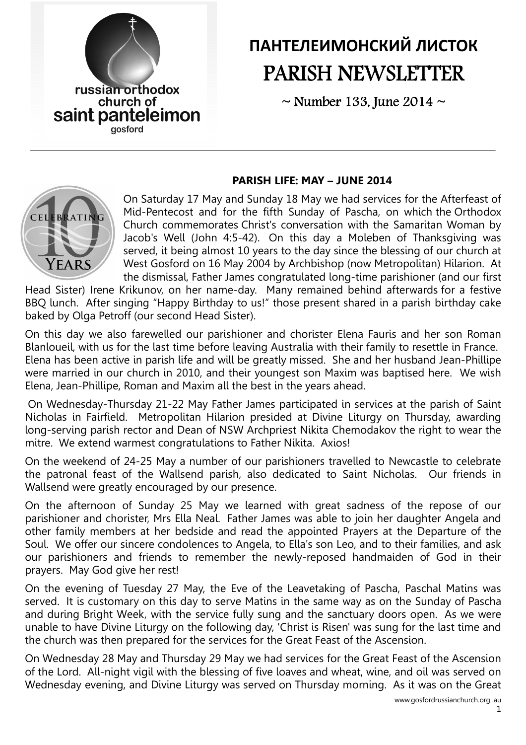# ПАНТЕЛЕИМОНСКИЙ ЛИСТОК

# PARISH NEWSLETTER

~ Number 133, June 2014 ~

## PARISH LIFE: MAY – JUNE 2014

On Saturday 17 May and Sunday 18 May we had services for the Afterfeast of Mid-Pentecost and for the fifth Sunday of Pascha, on which the Orthodox Church commemorates Christ's conversation with the Samaritan Woman by Jacob's Well (John 4:5-42). On this day a Moleben of Thanksgiving was served, it being almost 10 years to the day since the blessing of our church at West Gosford on 16 May 2004 by Archbishop (now Metropolitan) Hilarion. At the dismissal, Father James congratulated long-time parishioner (and our first Head Sister) Irene Krikunov, on her name-day. Many remained behind afterwards for a festive BBQ lunch. After singing "Happy Birthday to us!" those present shared in a parish birthday cake baked by Olga Petroff (our second Head Sister).

On this day we also farewelled our parishioner and chorister Elena Fauris and her son Roman Blanloueil, with us for the last time before leaving Australia with their family to resettle in France. Elena has been active in parish life and will be greatly missed. She and her husband Jean-Phillipe were married in our church in 2010, and their youngest son Maxim was baptised here. We wish Elena, Jean-Phillipe, Roman and Maxim all the best in the years ahead.

On Wednesday-Thursday 21-22 May Father James participated in services at the parish of Saint Nicholas in Fairfield. Metropolitan Hilarion presided at Divine Liturgy on Thursday, awarding long-serving parish rector and Dean of NSW Archpriest Nikita Chemodakov the right to wear the mitre. We extend warmest congratulations to Father Nikita. Axios!

On the weekend of 24-25 May a number of our parishioners travelled to Newcastle to celebrate the patronal feast of the Wallsend parish, also dedicated to Saint Nicholas. Our friends in Wallsend were greatly encouraged by our presence.

On the afternoon of Sunday 25 May we learned with great sadness of the repose of our parishioner and chorister, Mrs Ella Neal. Father James was able to join her daughter Angela and other family members at her bedside and read the appointed Prayers at the Departure of the Soul. We offer our sincere condolences to Angela, to Ella's son Leo, and to their families, and ask our parishioners and friends to remember the newly-reposed handmaiden of God in their prayers. May God give her rest!

On the evening of Tuesday 27 May, the Eve of the Leavetaking of Pascha, Paschal Matins was served. It is customary on this day to serve Matins in the same way as on the Sunday of Pascha and during Bright Week, with the service fully sung and the sanctuary doors open. As we were unable to have Divine Liturgy on the following day, 'Christ is Risen' was sung for the last time and the church was then prepared for the services for the Great Feast of the Ascension.

On Wednesday 28 May and Thursday 29 May we had services for the Great Feast of the Ascension of the Lord. All-night vigil with the blessing of five loaves and wheat, wine, and oil was served on Wednesday evening, and Divine Liturgy was served on Thursday morning. As it was on the Great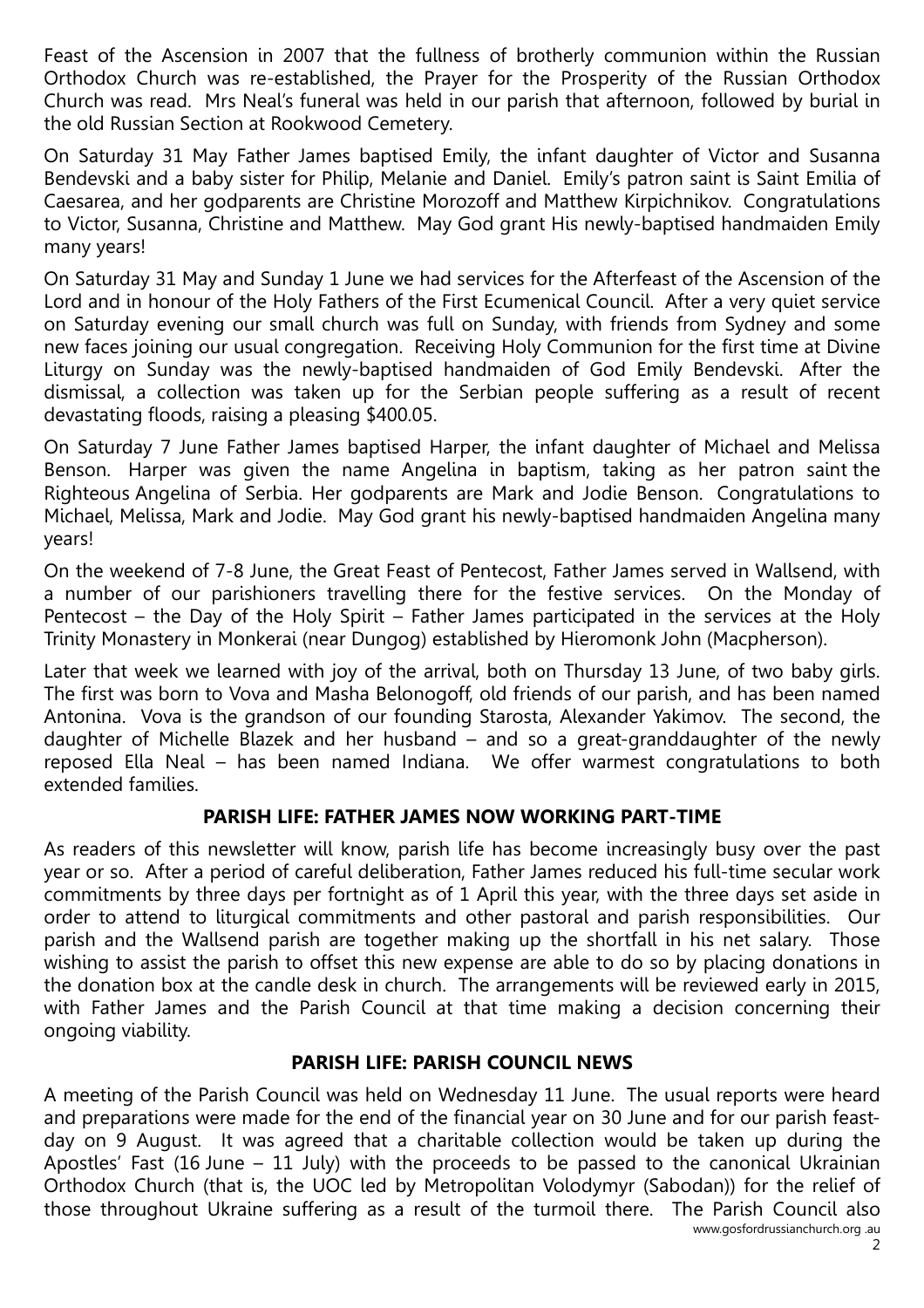Feast of the Ascension in 2007 that the fullness of brotherly communion within the Russian Orthodox Church was re-established, the Prayer for the Prosperity of the Russian Orthodox Church was read. Mrs Neal's funeral was held in our parish that afternoon, followed by burial in the old Russian Section at Rookwood Cemetery.

On Saturday 31 May Father James baptised Emily, the infant daughter of Victor and Susanna Bendevski and a baby sister for Philip, Melanie and Daniel. Emily's patron saint is Saint Emilia of Caesarea, and her godparents are Christine Morozoff and Matthew Kirpichnikov. Congratulations to Victor, Susanna, Christine and Matthew. May God grant His newly-baptised handmaiden Emily many years!

On Saturday 31 May and Sunday 1 June we had services for the Afterfeast of the Ascension of the Lord and in honour of the Holy Fathers of the First Ecumenical Council. After a very quiet service on Saturday evening our small church was full on Sunday, with friends from Sydney and some new faces joining our usual congregation. Receiving Holy Communion for the first time at Divine Liturgy on Sunday was the newly-baptised handmaiden of God Emily Bendevski. After the dismissal, a collection was taken up for the Serbian people suffering as a result of recent devastating floods, raising a pleasing $400.05.

On Saturday 7 June Father James baptised Harper, the infant daughter of Michael and Melissa Benson. Harper was given the name Angelina in baptism, taking as her patron saint the Righteous Angelina of Serbia. Her godparents are Mark and Jodie Benson. Congratulations to Michael, Melissa, Mark and Jodie. May God grant his newly-baptised handmaiden Angelina many years!

On the weekend of 7-8 June, the Great Feast of Pentecost, Father James served in Wallsend, with a number of our parishioners travelling there for the festive services. On the Monday of Pentecost – the Day of the Holy Spirit – Father James participated in the services at the Holy Trinity Monastery in Monkerai (near Dungog) established by Hieromonk John (Macpherson).

Later that week we learned with joy of the arrival, both on Thursday 13 June, of two baby girls. The first was born to Vova and Masha Belonogoff, old friends of our parish, and has been named Antonina. Vova is the grandson of our founding Starosta, Alexander Yakimov. The second, the daughter of Michelle Blazek and her husband – and so a great-granddaughter of the newly reposed Ella Neal – has been named Indiana. We offer warmest congratulations to both extended families.

## PARISH LIFE: FATHER JAMES NOW WORKING PART-TIME

As readers of this newsletter will know, parish life has become increasingly busy over the past year or so. After a period of careful deliberation, Father James reduced his full-time secular work commitments by three days per fortnight as of 1 April this year, with the three days set aside in order to attend to liturgical commitments and other pastoral and parish responsibilities. Our parish and the Wallsend parish are together making up the shortfall in his net salary. Those wishing to assist the parish to offset this new expense are able to do so by placing donations in the donation box at the candle desk in church. The arrangements will be reviewed early in 2015, with Father James and the Parish Council at that time making a decision concerning their ongoing viability.

## PARISH LIFE: PARISH COUNCIL NEWS

A meeting of the Parish Council was held on Wednesday 11 June. The usual reports were heard and preparations were made for the end of the financial year on 30 June and for our parish feast-day on 9 August. It was agreed that a charitable collection would be taken up during the Apostles' Fast (16 June – 11 July) with the proceeds to be passed to the canonical Ukrainian Orthodox Church (that is, the UOC led by Metropolitan Volodymyr (Sabodan)) for the relief of those throughout Ukraine suffering as a result of the turmoil there. The Parish Council also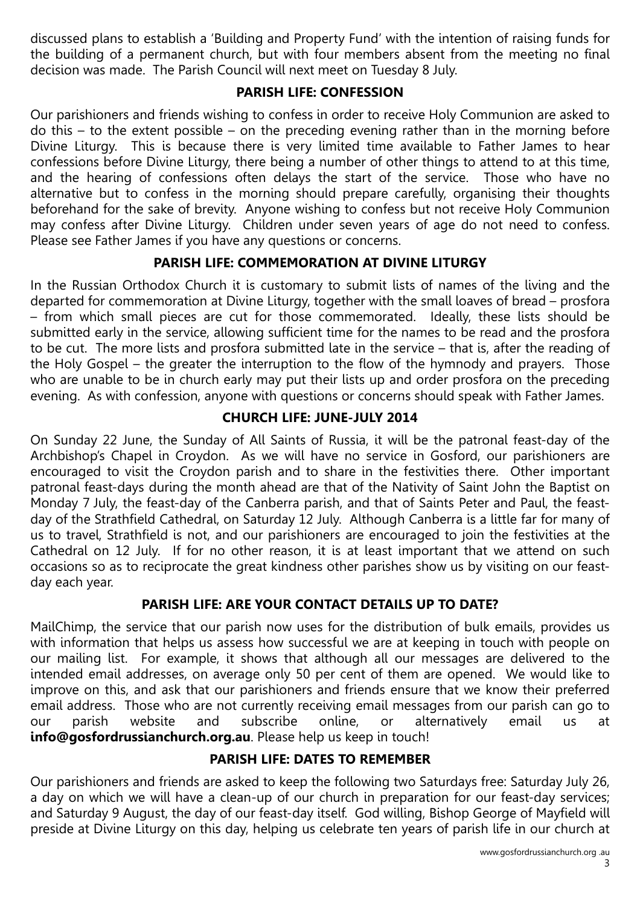discussed plans to establish a 'Building and Property Fund' with the intention of raising funds for the building of a permanent church, but with four members absent from the meeting no final decision was made. The Parish Council will next meet on Tuesday 8 July.

## PARISH LIFE: CONFESSION

Our parishioners and friends wishing to confess in order to receive Holy Communion are asked to do this – to the extent possible – on the preceding evening rather than in the morning before Divine Liturgy. This is because there is very limited time available to Father James to hear confessions before Divine Liturgy, there being a number of other things to attend to at this time, and the hearing of confessions often delays the start of the service. Those who have no alternative but to confess in the morning should prepare carefully, organising their thoughts beforehand for the sake of brevity. Anyone wishing to confess but not receive Holy Communion may confess after Divine Liturgy. Children under seven years of age do not need to confess. Please see Father James if you have any questions or concerns.

## PARISH LIFE: COMMEMORATION AT DIVINE LITURGY

In the Russian Orthodox Church it is customary to submit lists of names of the living and the departed for commemoration at Divine Liturgy, together with the small loaves of bread – prosfora – from which small pieces are cut for those commemorated. Ideally, these lists should be submitted early in the service, allowing sufficient time for the names to be read and the prosfora to be cut. The more lists and prosfora submitted late in the service – that is, after the reading of the Holy Gospel – the greater the interruption to the flow of the hymnody and prayers. Those who are unable to be in church early may put their lists up and order prosfora on the preceding evening. As with confession, anyone with questions or concerns should speak with Father James.

## CHURCH LIFE: JUNE-JULY 2014

On Sunday 22 June, the Sunday of All Saints of Russia, it will be the patronal feast-day of the Archbishop's Chapel in Croydon. As we will have no service in Gosford, our parishioners are encouraged to visit the Croydon parish and to share in the festivities there. Other important patronal feast-days during the month ahead are that of the Nativity of Saint John the Baptist on Monday 7 July, the feast-day of the Canberra parish, and that of Saints Peter and Paul, the feast-day of the Strathfield Cathedral, on Saturday 12 July. Although Canberra is a little far for many of us to travel, Strathfield is not, and our parishioners are encouraged to join the festivities at the Cathedral on 12 July. If for no other reason, it is at least important that we attend on such occasions so as to reciprocate the great kindness other parishes show us by visiting on our feast-day each year.

## PARISH LIFE: ARE YOUR CONTACT DETAILS UP TO DATE?

MailChimp, the service that our parish now uses for the distribution of bulk emails, provides us with information that helps us assess how successful we are at keeping in touch with people on our mailing list. For example, it shows that although all our messages are delivered to the intended email addresses, on average only 50 per cent of them are opened. We would like to improve on this, and ask that our parishioners and friends ensure that we know their preferred email address. Those who are not currently receiving email messages from our parish can go to our parish website and subscribe online, or alternatively email us at **info@gosfordrussianchurch.org.au**. Please help us keep in touch!

## PARISH LIFE: DATES TO REMEMBER

Our parishioners and friends are asked to keep the following two Saturdays free: Saturday July 26, a day on which we will have a clean-up of our church in preparation for our feast-day services; and Saturday 9 August, the day of our feast-day itself. God willing, Bishop George of Mayfield will preside at Divine Liturgy on this day, helping us celebrate ten years of parish life in our church at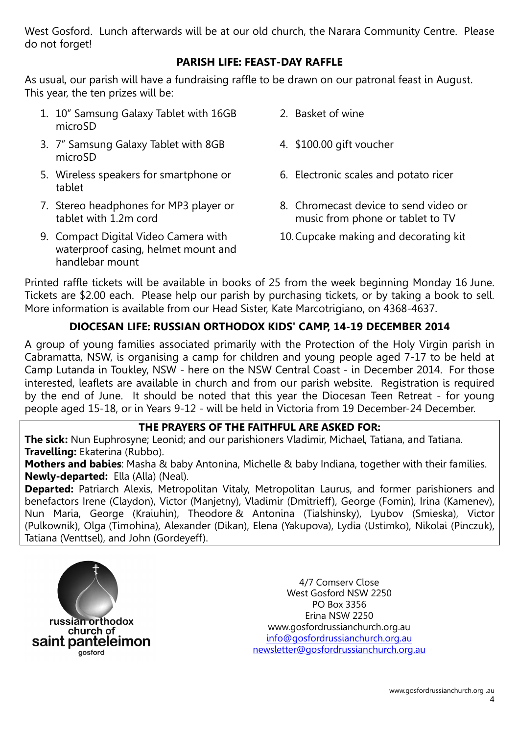West Gosford. Lunch afterwards will be at our old church, the Narara Community Centre. Please do not forget!

## PARISH LIFE: FEAST-DAY RAFFLE

As usual, our parish will have a fundraising raffle to be drawn on our patronal feast in August. This year, the ten prizes will be:

1. 10" Samsung Galaxy Tablet with 16GB microSD
2. Basket of wine
3. 7" Samsung Galaxy Tablet with 8GB microSD
4. $100.00 gift voucher
5. Wireless speakers for smartphone or tablet
6. Electronic scales and potato ricer
7. Stereo headphones for MP3 player or tablet with 1.2m cord
8. Chromecast device to send video or music from phone or tablet to TV
9. Compact Digital Video Camera with waterproof casing, helmet mount and handlebar mount
10. Cupcake making and decorating kit

Printed raffle tickets will be available in books of 25 from the week beginning Monday 16 June. Tickets are $2.00 each. Please help our parish by purchasing tickets, or by taking a book to sell. More information is available from our Head Sister, Kate Marcotrigiano, on 4368-4637.

## DIOCESAN LIFE: RUSSIAN ORTHODOX KIDS' CAMP, 14-19 DECEMBER 2014

A group of young families associated primarily with the Protection of the Holy Virgin parish in Cabramatta, NSW, is organising a camp for children and young people aged 7-17 to be held at Camp Lutanda in Toukley, NSW - here on the NSW Central Coast - in December 2014. For those interested, leaflets are available in church and from our parish website. Registration is required by the end of June. It should be noted that this year the Diocesan Teen Retreat - for young people aged 15-18, or in Years 9-12 - will be held in Victoria from 19 December-24 December.

## THE PRAYERS OF THE FAITHFUL ARE ASKED FOR:

**The sick:** Nun Euphrosyne; Leonid; and our parishioners Vladimir, Michael, Tatiana, and Tatiana.
**Travelling:** Ekaterina (Rubbo).
**Mothers and babies**: Masha & baby Antonina, Michelle & baby Indiana, together with their families.
**Newly-departed:** Ella (Alla) (Neal).
**Departed:** Patriarch Alexis, Metropolitan Vitaly, Metropolitan Laurus, and former parishioners and benefactors Irene (Claydon), Victor (Manjetny), Vladimir (Dmitrieff), George (Fomin), Irina (Kamenev), Nun Maria, George (Kraiuhin), Theodore & Antonina (Tialshinsky), Lyubov (Smieska), Victor (Pulkownik), Olga (Timohina), Alexander (Dikan), Elena (Yakupova), Lydia (Ustimko), Nikolai (Pinczuk), Tatiana (Venttsel), and John (Gordeyeff).

russian orthodox
church of
saint panteleimon
gosford

4/7 Comserv Close
West Gosford NSW 2250
PO Box 3356
Erina NSW 2250
www.gosfordrussianchurch.org.au
info@gosfordrussianchurch.org.au
newsletter@gosfordrussianchurch.org.au